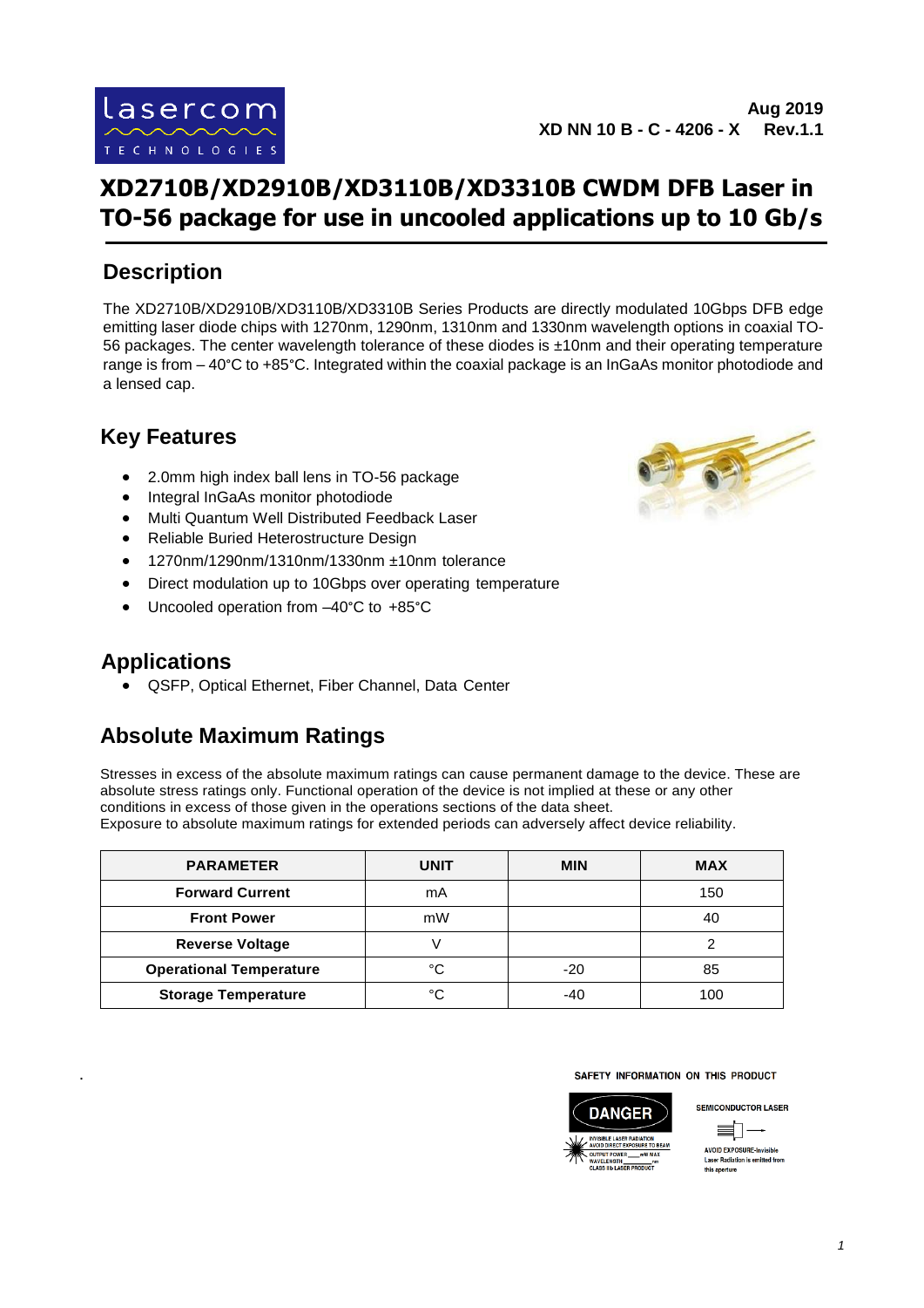Aug 2019
XD NN 10 B - C - 4206 - X Rev.1.1

# XD2710B/XD2910B/XD3110B/XD3310B CWDM DFB Laser in TO-56 package for use in uncooled applications up to 10 Gb/s

## Description

The XD2710B/XD2910B/XD3110B/XD3310B Series Products are directly modulated 10Gbps DFB edge emitting laser diode chips with 1270nm, 1290nm, 1310nm and 1330nm wavelength options in coaxial TO-56 packages. The center wavelength tolerance of these diodes is ±10nm and their operating temperature range is from – 40°C to +85°C. Integrated within the coaxial package is an InGaAs monitor photodiode and a lensed cap.

## Key Features

- 2.0mm high index ball lens in TO-56 package
- Integral InGaAs monitor photodiode
- Multi Quantum Well Distributed Feedback Laser
- Reliable Buried Heterostructure Design
- 1270nm/1290nm/1310nm/1330nm ±10nm tolerance
- Direct modulation up to 10Gbps over operating temperature
- Uncooled operation from –40°C to +85°C

## Applications

- QSFP, Optical Ethernet, Fiber Channel, Data Center

## Absolute Maximum Ratings

Stresses in excess of the absolute maximum ratings can cause permanent damage to the device. These are absolute stress ratings only. Functional operation of the device is not implied at these or any other conditions in excess of those given in the operations sections of the data sheet.
Exposure to absolute maximum ratings for extended periods can adversely affect device reliability.

| PARAMETER | UNIT | MIN | MAX |
|---|---|---|---|
| **Forward Current** | mA | | 150 |
| **Front Power** | mW | | 40 |
| **Reverse Voltage** | V | | 2 |
| **Operational Temperature** | °C | -20 | 85 |
| **Storage Temperature** | °C | -40 | 100 |

SAFETY INFORMATION ON THIS PRODUCT

DANGER
INVISIBLE LASER RADIATION
AVOID DIRECT EXPOSURE TO BEAM
OUTPUT POWER ____ mW MAX
WAVELENGTH ____ nm
CLASS IIIb LASER PRODUCT

SEMICONDUCTOR LASER
AVOID EXPOSURE-Invisible Laser Radiation is emitted from this aperture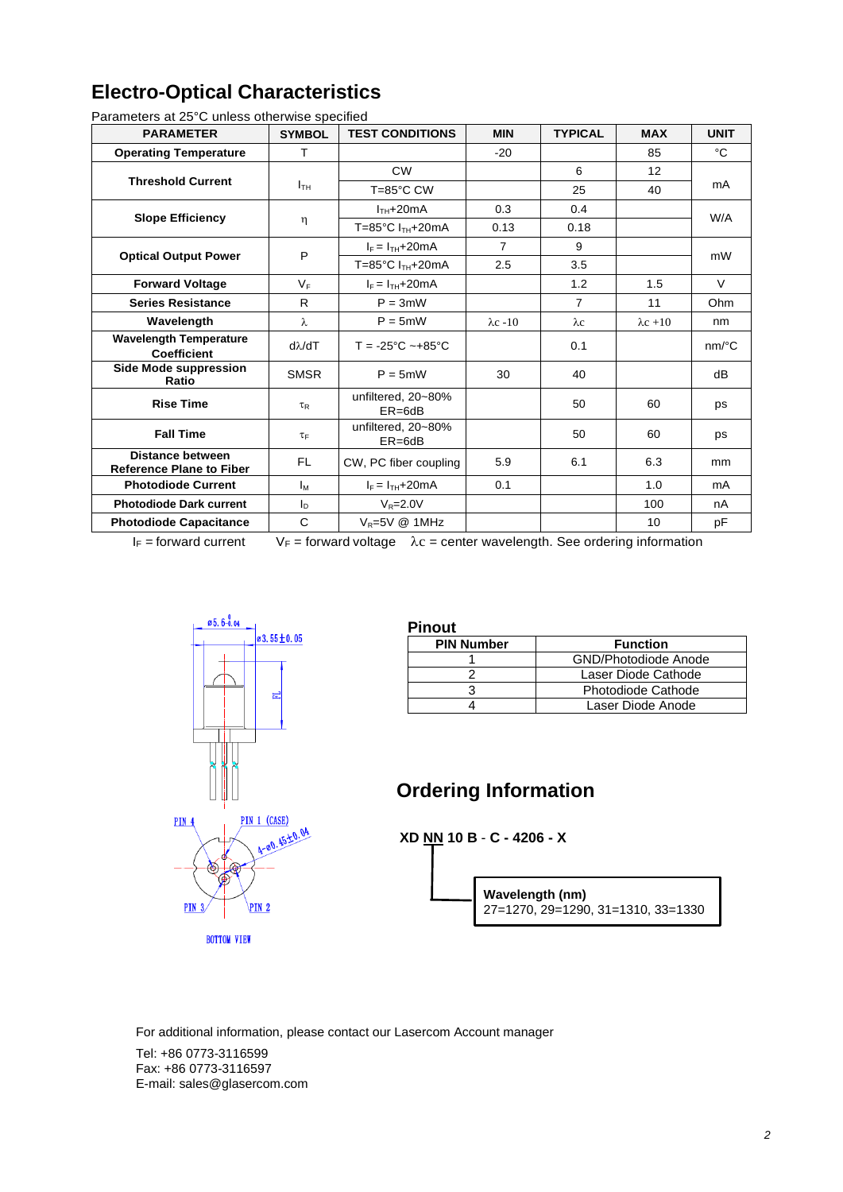## Electro-Optical Characteristics

Parameters at 25°C unless otherwise specified

| PARAMETER | SYMBOL | TEST CONDITIONS | MIN | TYPICAL | MAX | UNIT |
|---|---|---|---|---|---|---|
| **Operating Temperature** | T | | -20 | | 85 | °C |
| **Threshold Current** | $I_{TH}$ | CW | | 6 | 12 | mA |
| | | T=85°C CW | | 25 | 40 | |
| **Slope Efficiency** | η | $I_{TH}$+20mA | 0.3 | 0.4 | | W/A |
| | | T=85°C $I_{TH}$+20mA | 0.13 | 0.18 | | |
| **Optical Output Power** | P | $I_F = I_{TH}$+20mA | 7 | 9 | | mW |
| | | T=85°C $I_{TH}$+20mA | 2.5 | 3.5 | | |
| **Forward Voltage** | $V_F$ | $I_F = I_{TH}$+20mA | | 1.2 | 1.5 | V |
| **Series Resistance** | R | P = 3mW | | 7 | 11 | Ohm |
| **Wavelength** | λ | P = 5mW | λc -10 | λc | λc +10 | nm |
| **Wavelength Temperature Coefficient** | dλ/dT | T = -25°C ~+85°C | | 0.1 | | nm/°C |
| **Side Mode suppression Ratio** | SMSR | P = 5mW | 30 | 40 | | dB |
| **Rise Time** | $\tau_R$ | unfiltered, 20~80% ER=6dB | | 50 | 60 | ps |
| **Fall Time** | $\tau_F$ | unfiltered, 20~80% ER=6dB | | 50 | 60 | ps |
| **Distance between Reference Plane to Fiber** | FL | CW, PC fiber coupling | 5.9 | 6.1 | 6.3 | mm |
| **Photodiode Current** | $I_M$ | $I_F = I_{TH}$+20mA | 0.1 | | 1.0 | mA |
| **Photodiode Dark current** | $I_D$ | $V_R$=2.0V | | | 100 | nA |
| **Photodiode Capacitance** | C | $V_R$=5V @ 1MHz | | | 10 | pF |

$I_F$ = forward current  $V_F$ = forward voltage  λc = center wavelength. See ordering information

ø5.6-0.04
ø3.55±0.05
FL
PIN 4
PIN 1 (CASE)
4-ø0.45±0.04
PIN 3
PIN 2
BOTTOM VIEW

### Pinout

| PIN Number | Function |
|---|---|
| 1 | GND/Photodiode Anode |
| 2 | Laser Diode Cathode |
| 3 | Photodiode Cathode |
| 4 | Laser Diode Anode |

## Ordering Information

**XD NN 10 B - C - 4206 - X**

**Wavelength (nm)**
27=1270, 29=1290, 31=1310, 33=1330

For additional information, please contact our Lasercom Account manager

Tel: +86 0773-3116599
Fax: +86 0773-3116597
E-mail: sales@glasercom.com